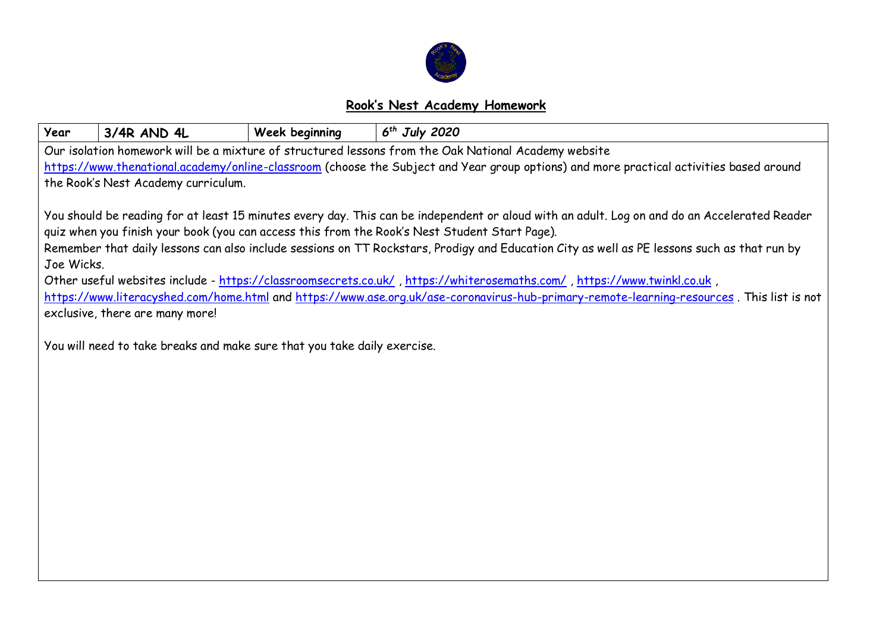# Rook's Nest Academy Homework

| Year | 3/4R AND 4L | Week beginning | $6^{th}$ July 2020 |
|---|---|---|---|

Our isolation homework will be a mixture of structured lessons from the Oak National Academy website https://www.thenational.academy/online-classroom (choose the Subject and Year group options) and more practical activities based around the Rook's Nest Academy curriculum.

You should be reading for at least 15 minutes every day. This can be independent or aloud with an adult. Log on and do an Accelerated Reader quiz when you finish your book (you can access this from the Rook's Nest Student Start Page).

Remember that daily lessons can also include sessions on TT Rockstars, Prodigy and Education City as well as PE lessons such as that run by Joe Wicks.

Other useful websites include - https://classroomsecrets.co.uk/ , https://whiterosemaths.com/ , https://www.twinkl.co.uk , https://www.literacyshed.com/home.html and https://www.ase.org.uk/ase-coronavirus-hub-primary-remote-learning-resources . This list is not exclusive, there are many more!

You will need to take breaks and make sure that you take daily exercise.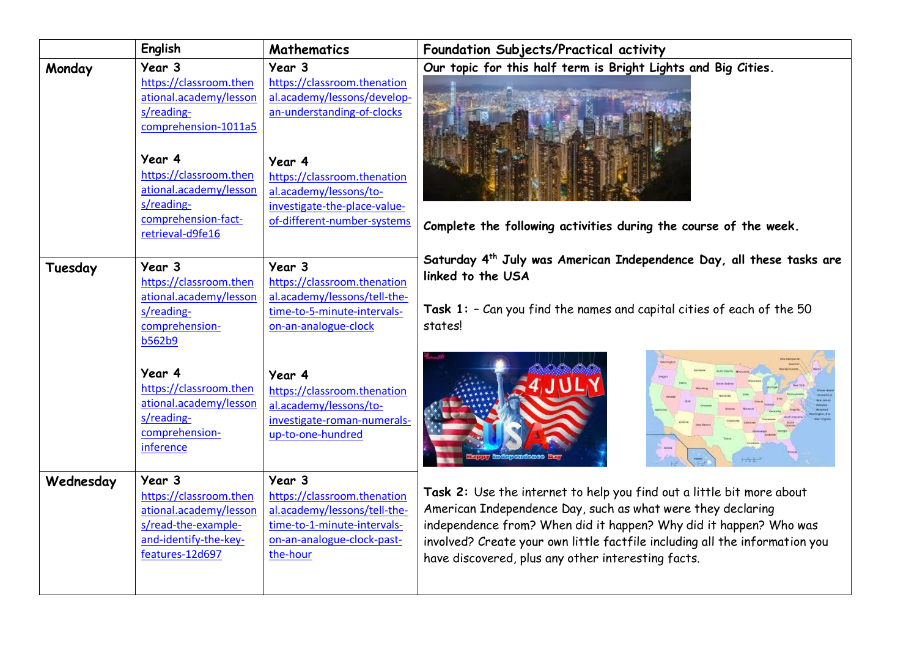| | English | Mathematics | Foundation Subjects/Practical activity |
|---|---|---|---|
| **Monday** | **Year 3** https://classroom.thenational.academy/lessons/reading-comprehension-1011a5 **Year 4** https://classroom.thenational.academy/lessons/reading-comprehension-fact-retrieval-d9fe16 | **Year 3** https://classroom.thenational.academy/lessons/develop-an-understanding-of-clocks **Year 4** https://classroom.thenational.academy/lessons/to-investigate-the-place-value-of-different-number-systems | **Our topic for this half term is Bright Lights and Big Cities.** **Complete the following activities during the course of the week.** |
| **Tuesday** | **Year 3** https://classroom.thenational.academy/lessons/reading-comprehension-b562b9 **Year 4** https://classroom.thenational.academy/lessons/reading-comprehension-inference | **Year 3** https://classroom.thenational.academy/lessons/tell-the-time-to-5-minute-intervals-on-an-analogue-clock **Year 4** https://classroom.thenational.academy/lessons/to-investigate-roman-numerals-up-to-one-hundred | **Saturday 4th July was American Independence Day, all these tasks are linked to the USA** **Task 1:** – Can you find the names and capital cities of each of the 50 states! |
| **Wednesday** | **Year 3** https://classroom.thenational.academy/lessons/read-the-example-and-identify-the-key-features-12d697 | **Year 3** https://classroom.thenational.academy/lessons/tell-the-time-to-1-minute-intervals-on-an-analogue-clock-past-the-hour | **Task 2:** Use the internet to help you find out a little bit more about American Independence Day, such as what were they declaring independence from? When did it happen? Why did it happen? Who was involved? Create your own little factfile including all the information you have discovered, plus any other interesting facts. |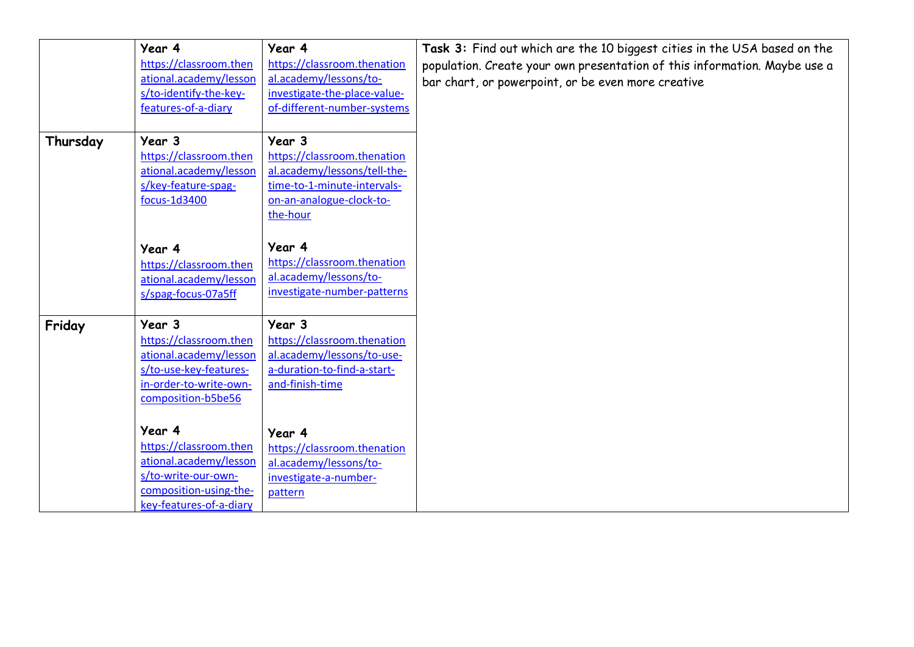| | | | |
|---|---|---|---|
| | **Year 4** https://classroom.thenational.academy/lessons/to-identify-the-key-features-of-a-diary | **Year 4** https://classroom.thenational.academy/lessons/to-investigate-the-place-value-of-different-number-systems | **Task 3:** Find out which are the 10 biggest cities in the USA based on the population. Create your own presentation of this information. Maybe use a bar chart, or powerpoint, or be even more creative |
| **Thursday** | **Year 3** https://classroom.thenational.academy/lessons/key-feature-spag-focus-1d3400<br><br>**Year 4** https://classroom.thenational.academy/lessons/spag-focus-07a5ff | **Year 3** https://classroom.thenational.academy/lessons/tell-the-time-to-1-minute-intervals-on-an-analogue-clock-to-the-hour<br><br>**Year 4** https://classroom.thenational.academy/lessons/to-investigate-number-patterns | |
| **Friday** | **Year 3** https://classroom.thenational.academy/lessons/to-use-key-features-in-order-to-write-own-composition-b5be56<br><br>**Year 4** https://classroom.thenational.academy/lessons/to-write-our-own-composition-using-the-key-features-of-a-diary | **Year 3** https://classroom.thenational.academy/lessons/to-use-a-duration-to-find-a-start-and-finish-time<br><br>**Year 4** https://classroom.thenational.academy/lessons/to-investigate-a-number-pattern | |